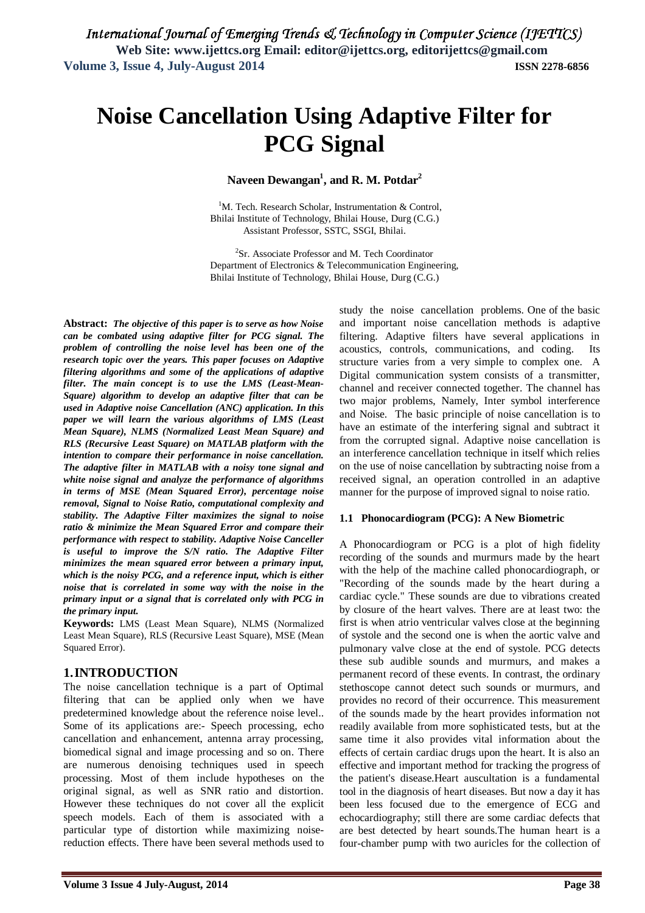# Noise Cancellation Using Adaptive Filter for PCG Signal

**Naveen Dewangan[1], and R. M. Potdar[2]**

[1]M. Tech. Research Scholar, Instrumentation & Control, Bhilai Institute of Technology, Bhilai House, Durg (C.G.) Assistant Professor, SSTC, SSGI, Bhilai.

[2]Sr. Associate Professor and M. Tech Coordinator Department of Electronics & Telecommunication Engineering, Bhilai Institute of Technology, Bhilai House, Durg (C.G.)

**Abstract:** ***The objective of this paper is to serve as how Noise can be combated using adaptive filter for PCG signal. The problem of controlling the noise level has been one of the research topic over the years. This paper focuses on Adaptive filtering algorithms and some of the applications of adaptive filter. The main concept is to use the LMS (Least-Mean-Square) algorithm to develop an adaptive filter that can be used in Adaptive noise Cancellation (ANC) application. In this paper we will learn the various algorithms of LMS (Least Mean Square), NLMS (Normalized Least Mean Square) and RLS (Recursive Least Square) on MATLAB platform with the intention to compare their performance in noise cancellation. The adaptive filter in MATLAB with a noisy tone signal and white noise signal and analyze the performance of algorithms in terms of MSE (Mean Squared Error), percentage noise removal, Signal to Noise Ratio, computational complexity and stability. The Adaptive Filter maximizes the signal to noise ratio & minimize the Mean Squared Error and compare their performance with respect to stability. Adaptive Noise Canceller is useful to improve the S/N ratio. The Adaptive Filter minimizes the mean squared error between a primary input, which is the noisy PCG, and a reference input, which is either noise that is correlated in some way with the noise in the primary input or a signal that is correlated only with PCG in the primary input.***

**Keywords:** LMS (Least Mean Square), NLMS (Normalized Least Mean Square), RLS (Recursive Least Square), MSE (Mean Squared Error).

## 1. INTRODUCTION

The noise cancellation technique is a part of Optimal filtering that can be applied only when we have predetermined knowledge about the reference noise level.. Some of its applications are:- Speech processing, echo cancellation and enhancement, antenna array processing, biomedical signal and image processing and so on. There are numerous denoising techniques used in speech processing. Most of them include hypotheses on the original signal, as well as SNR ratio and distortion. However these techniques do not cover all the explicit speech models. Each of them is associated with a particular type of distortion while maximizing noise-reduction effects. There have been several methods used to study the noise cancellation problems. One of the basic and important noise cancellation methods is adaptive filtering. Adaptive filters have several applications in acoustics, controls, communications, and coding. Its structure varies from a very simple to complex one. A Digital communication system consists of a transmitter, channel and receiver connected together. The channel has two major problems, Namely, Inter symbol interference and Noise. The basic principle of noise cancellation is to have an estimate of the interfering signal and subtract it from the corrupted signal. Adaptive noise cancellation is an interference cancellation technique in itself which relies on the use of noise cancellation by subtracting noise from a received signal, an operation controlled in an adaptive manner for the purpose of improved signal to noise ratio.

### 1.1 Phonocardiogram (PCG): A New Biometric

A Phonocardiogram or PCG is a plot of high fidelity recording of the sounds and murmurs made by the heart with the help of the machine called phonocardiograph, or "Recording of the sounds made by the heart during a cardiac cycle." These sounds are due to vibrations created by closure of the heart valves. There are at least two: the first is when atrio ventricular valves close at the beginning of systole and the second one is when the aortic valve and pulmonary valve close at the end of systole. PCG detects these sub audible sounds and murmurs, and makes a permanent record of these events. In contrast, the ordinary stethoscope cannot detect such sounds or murmurs, and provides no record of their occurrence. This measurement of the sounds made by the heart provides information not readily available from more sophisticated tests, but at the same time it also provides vital information about the effects of certain cardiac drugs upon the heart. It is also an effective and important method for tracking the progress of the patient's disease.Heart auscultation is a fundamental tool in the diagnosis of heart diseases. But now a day it has been less focused due to the emergence of ECG and echocardiography; still there are some cardiac defects that are best detected by heart sounds.The human heart is a four-chamber pump with two auricles for the collection of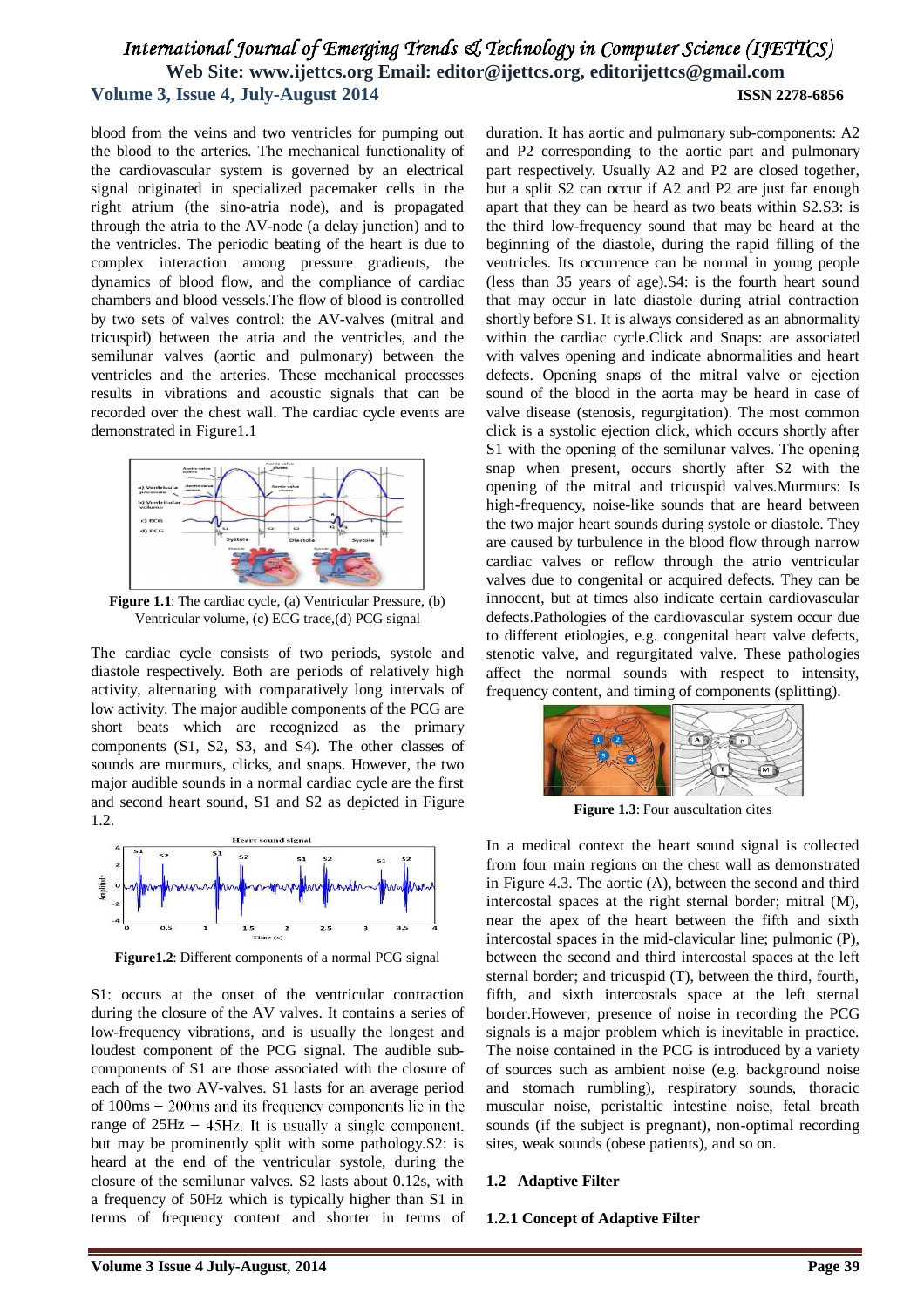blood from the veins and two ventricles for pumping out the blood to the arteries. The mechanical functionality of the cardiovascular system is governed by an electrical signal originated in specialized pacemaker cells in the right atrium (the sino-atria node), and is propagated through the atria to the AV-node (a delay junction) and to the ventricles. The periodic beating of the heart is due to complex interaction among pressure gradients, the dynamics of blood flow, and the compliance of cardiac chambers and blood vessels.The flow of blood is controlled by two sets of valves control: the AV-valves (mitral and tricuspid) between the atria and the ventricles, and the semilunar valves (aortic and pulmonary) between the ventricles and the arteries. These mechanical processes results in vibrations and acoustic signals that can be recorded over the chest wall. The cardiac cycle events are demonstrated in Figure1.1

**Figure 1.1**: The cardiac cycle, (a) Ventricular Pressure, (b) Ventricular volume, (c) ECG trace,(d) PCG signal

The cardiac cycle consists of two periods, systole and diastole respectively. Both are periods of relatively high activity, alternating with comparatively long intervals of low activity. The major audible components of the PCG are short beats which are recognized as the primary components (S1, S2, S3, and S4). The other classes of sounds are murmurs, clicks, and snaps. However, the two major audible sounds in a normal cardiac cycle are the first and second heart sound, S1 and S2 as depicted in Figure 1.2.

**Figure1.2**: Different components of a normal PCG signal

S1: occurs at the onset of the ventricular contraction during the closure of the AV valves. It contains a series of low-frequency vibrations, and is usually the longest and loudest component of the PCG signal. The audible sub-components of S1 are those associated with the closure of each of the two AV-valves. S1 lasts for an average period of 100ms − 200ms and its frequency components lie in the range of 25Hz − 45Hz. It is usually a single component, but may be prominently split with some pathology.S2: is heard at the end of the ventricular systole, during the closure of the semilunar valves. S2 lasts about 0.12s, with a frequency of 50Hz which is typically higher than S1 in terms of frequency content and shorter in terms of duration. It has aortic and pulmonary sub-components: A2 and P2 corresponding to the aortic part and pulmonary part respectively. Usually A2 and P2 are closed together, but a split S2 can occur if A2 and P2 are just far enough apart that they can be heard as two beats within S2.S3: is the third low-frequency sound that may be heard at the beginning of the diastole, during the rapid filling of the ventricles. Its occurrence can be normal in young people (less than 35 years of age).S4: is the fourth heart sound that may occur in late diastole during atrial contraction shortly before S1. It is always considered as an abnormality within the cardiac cycle.Click and Snaps: are associated with valves opening and indicate abnormalities and heart defects. Opening snaps of the mitral valve or ejection sound of the blood in the aorta may be heard in case of valve disease (stenosis, regurgitation). The most common click is a systolic ejection click, which occurs shortly after S1 with the opening of the semilunar valves. The opening snap when present, occurs shortly after S2 with the opening of the mitral and tricuspid valves.Murmurs: Is high-frequency, noise-like sounds that are heard between the two major heart sounds during systole or diastole. They are caused by turbulence in the blood flow through narrow cardiac valves or reflow through the atrio ventricular valves due to congenital or acquired defects. They can be innocent, but at times also indicate certain cardiovascular defects.Pathologies of the cardiovascular system occur due to different etiologies, e.g. congenital heart valve defects, stenotic valve, and regurgitated valve. These pathologies affect the normal sounds with respect to intensity, frequency content, and timing of components (splitting).

**Figure 1.3**: Four auscultation cites

In a medical context the heart sound signal is collected from four main regions on the chest wall as demonstrated in Figure 4.3. The aortic (A), between the second and third intercostal spaces at the right sternal border; mitral (M), near the apex of the heart between the fifth and sixth intercostal spaces in the mid-clavicular line; pulmonic (P), between the second and third intercostal spaces at the left sternal border; and tricuspid (T), between the third, fourth, fifth, and sixth intercostals space at the left sternal border.However, presence of noise in recording the PCG signals is a major problem which is inevitable in practice. The noise contained in the PCG is introduced by a variety of sources such as ambient noise (e.g. background noise and stomach rumbling), respiratory sounds, thoracic muscular noise, peristaltic intestine noise, fetal breath sounds (if the subject is pregnant), non-optimal recording sites, weak sounds (obese patients), and so on.

### 1.2 Adaptive Filter

#### 1.2.1 Concept of Adaptive Filter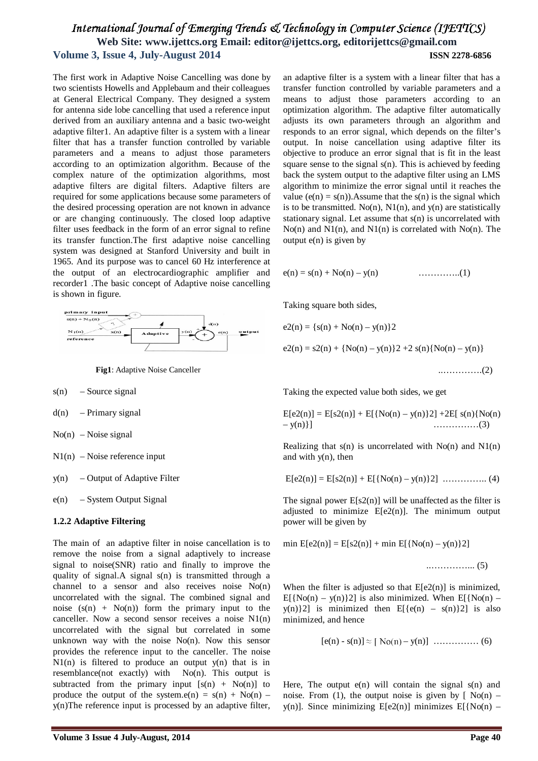The first work in Adaptive Noise Cancelling was done by two scientists Howells and Applebaum and their colleagues at General Electrical Company. They designed a system for antenna side lobe cancelling that used a reference input derived from an auxiliary antenna and a basic two-weight adaptive filter1. An adaptive filter is a system with a linear filter that has a transfer function controlled by variable parameters and a means to adjust those parameters according to an optimization algorithm. Because of the complex nature of the optimization algorithms, most adaptive filters are digital filters. Adaptive filters are required for some applications because some parameters of the desired processing operation are not known in advance or are changing continuously. The closed loop adaptive filter uses feedback in the form of an error signal to refine its transfer function.The first adaptive noise cancelling system was designed at Stanford University and built in 1965. And its purpose was to cancel 60 Hz interference at the output of an electrocardiographic amplifier and recorder1 .The basic concept of Adaptive noise cancelling is shown in figure.

**Fig1**: Adaptive Noise Canceller

- $s(n)$ – Source signal
- $d(n)$ – Primary signal
- $No(n)$ – Noise signal
- $N1(n)$ – Noise reference input
- $y(n)$ – Output of Adaptive Filter
- $e(n)$ – System Output Signal

### 1.2.2 Adaptive Filtering

The main of an adaptive filter in noise cancellation is to remove the noise from a signal adaptively to increase signal to noise(SNR) ratio and finally to improve the quality of signal.A signal $s(n)$ is transmitted through a channel to a sensor and also receives noise $No(n)$ uncorrelated with the signal. The combined signal and noise $(s(n) + No(n))$ form the primary input to the canceller. Now a second sensor receives a noise $N1(n)$ uncorrelated with the signal but correlated in some unknown way with the noise $No(n)$. Now this sensor provides the reference input to the canceller. The noise $N1(n)$ is filtered to produce an output $y(n)$ that is in resemblance(not exactly) with $No(n)$. This output is subtracted from the primary input $[s(n) + No(n)]$ to produce the output of the system.$e(n) = s(n) + No(n) – y(n)$The reference input is processed by an adaptive filter, an adaptive filter is a system with a linear filter that has a transfer function controlled by variable parameters and a means to adjust those parameters according to an optimization algorithm. The adaptive filter automatically adjusts its own parameters through an algorithm and responds to an error signal, which depends on the filter's output. In noise cancellation using adaptive filter its objective to produce an error signal that is fit in the least square sense to the signal $s(n)$. This is achieved by feeding back the system output to the adaptive filter using an LMS algorithm to minimize the error signal until it reaches the value $(e(n) = s(n))$.Assume that the $s(n)$ is the signal which is to be transmitted. $No(n)$, $N1(n)$, and $y(n)$ are statistically stationary signal. Let assume that $s(n)$ is uncorrelated with $No(n)$ and $N1(n)$, and $N1(n)$ is correlated with $No(n)$. The output $e(n)$ is given by

$$e(n) = s(n) + No(n) – y(n) \quad \ldots\ldots\ldots\ldots(1)$$

Taking square both sides,

$$e^2(n) = \{s(n) + No(n) – y(n)\}^2$$

$$e^2(n) = s^2(n) + \{No(n) – y(n)\}^2 + 2\, s(n)\{No(n) – y(n)\} \quad \ldots\ldots\ldots\ldots(2)$$

Taking the expected value both sides, we get

$$E[e^2(n)] = E[s^2(n)] + E[\{No(n) – y(n)\}^2] + 2E[\, s(n)\{No(n) – y(n)\}] \quad \ldots\ldots\ldots\ldots(3)$$

Realizing that $s(n)$ is uncorrelated with $No(n)$ and $N1(n)$ and with $y(n)$, then

$$E[e^2(n)] = E[s^2(n)] + E[\{No(n) – y(n)\}^2] \quad \ldots\ldots\ldots\ldots(4)$$

The signal power $E[s^2(n)]$ will be unaffected as the filter is adjusted to minimize $E[e^2(n)]$. The minimum output power will be given by

$$\min E[e^2(n)] = E[s^2(n)] + \min E[\{No(n) – y(n)\}^2] \quad \ldots\ldots\ldots\ldots(5)$$

When the filter is adjusted so that $E[e^2(n)]$ is minimized, $E[\{No(n) – y(n)\}^2]$ is also minimized. When $E[\{No(n) – y(n)\}^2]$ is minimized then $E[\{e(n) – s(n)\}^2]$ is also minimized, and hence

$$[e(n) - s(n)] \approx [\, No(n) – y(n)] \quad \ldots\ldots\ldots\ldots(6)$$

Here, The output $e(n)$ will contain the signal $s(n)$ and noise. From (1), the output noise is given by $[\, No(n) – y(n)]$. Since minimizing $E[e^2(n)]$ minimizes $E[\{No(n) –$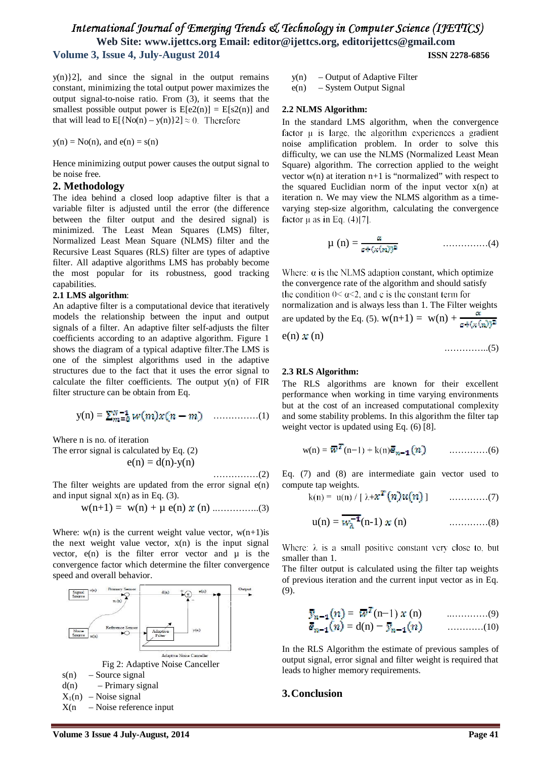y(n)}2], and since the signal in the output remains constant, minimizing the total output power maximizes the output signal-to-noise ratio. From (3), it seems that the smallest possible output power is E[e2(n)] = E[s2(n)] and that will lead to E[{No(n) – y(n)}2] ≈ 0. Therefore

y(n) = No(n), and e(n) = s(n)

Hence minimizing output power causes the output signal to be noise free.

## 2. Methodology

The idea behind a closed loop adaptive filter is that a variable filter is adjusted until the error (the difference between the filter output and the desired signal) is minimized. The Least Mean Squares (LMS) filter, Normalized Least Mean Square (NLMS) filter and the Recursive Least Squares (RLS) filter are types of adaptive filter. All adaptive algorithms LMS has probably become the most popular for its robustness, good tracking capabilities.

### 2.1 LMS algorithm:

An adaptive filter is a computational device that iteratively models the relationship between the input and output signals of a filter. An adaptive filter self-adjusts the filter coefficients according to an adaptive algorithm. Figure 1 shows the diagram of a typical adaptive filter.The LMS is one of the simplest algorithms used in the adaptive structures due to the fact that it uses the error signal to calculate the filter coefficients. The output y(n) of FIR filter structure can be obtain from Eq.

$$y(n) = \sum_{m=0}^{N-1} w(m)x(n-m) \quad \ldots\ldots\ldots\ldots(1)$$

Where n is no. of iteration

The error signal is calculated by Eq. (2)

$$e(n) = d(n)-y(n) \quad \ldots\ldots\ldots\ldots(2)$$

The filter weights are updated from the error signal e(n) and input signal x(n) as in Eq. (3).

$$w(n+1) = w(n) + \mu\, e(n)\, x(n) \quad \ldots\ldots\ldots\ldots(3)$$

Where: w(n) is the current weight value vector, w(n+1)is the next weight value vector, x(n) is the input signal vector, e(n) is the filter error vector and μ is the convergence factor which determine the filter convergence speed and overall behavior.

Fig 2: Adaptive Noise Canceller

s(n) – Source signal

d(n) – Primary signal

$X_1$(n) – Noise signal

X(n – Noise reference input

y(n) – Output of Adaptive Filter

e(n) – System Output Signal

### 2.2 NLMS Algorithm:

In the standard LMS algorithm, when the convergence factor μ is large, the algorithm experiences a gradient noise amplification problem. In order to solve this difficulty, we can use the NLMS (Normalized Least Mean Square) algorithm. The correction applied to the weight vector w(n) at iteration n+1 is "normalized" with respect to the squared Euclidian norm of the input vector x(n) at iteration n. We may view the NLMS algorithm as a time-varying step-size algorithm, calculating the convergence factor μ as in Eq. (4)[7].

$$\mu(n) = \frac{\alpha}{c + \|x(n)\|^2} \quad \ldots\ldots\ldots\ldots(4)$$

Where: α is the NLMS adaption constant, which optimize the convergence rate of the algorithm and should satisfy the condition 0< α<2, and c is the constant term for normalization and is always less than 1. The Filter weights are updated by the Eq. (5). $w(n+1) = w(n) + \frac{\alpha}{c + \|x(n)\|^2} e(n)\, x(n)$

$$\ldots\ldots\ldots\ldots(5)$$

### 2.3 RLS Algorithm:

The RLS algorithms are known for their excellent performance when working in time varying environments but at the cost of an increased computational complexity and some stability problems. In this algorithm the filter tap weight vector is updated using Eq. (6) [8].

$$w(n) = \overline{w}^T(n-1) + k(n)\overline{e}_{n-1}(n) \quad \ldots\ldots\ldots\ldots(6)$$

Eq. (7) and (8) are intermediate gain vector used to compute tap weights.

$$k(n) = u(n) / [\lambda + x^T(n)u(n)] \quad \ldots\ldots\ldots\ldots(7)$$

$$u(n) = \overline{w_\lambda^{-1}}(n-1)\, x(n) \quad \ldots\ldots\ldots\ldots(8)$$

Where: λ is a small positive constant very close to, but smaller than 1.

The filter output is calculated using the filter tap weights of previous iteration and the current input vector as in Eq. (9).

$$\overline{y}_{n-1}(n) = \overline{w}^T(n-1)\, x(n) \quad \ldots\ldots\ldots\ldots(9)$$

$$\overline{e}_{n-1}(n) = d(n) - \overline{y}_{n-1}(n) \quad \ldots\ldots\ldots\ldots(10)$$

In the RLS Algorithm the estimate of previous samples of output signal, error signal and filter weight is required that leads to higher memory requirements.

## 3. Conclusion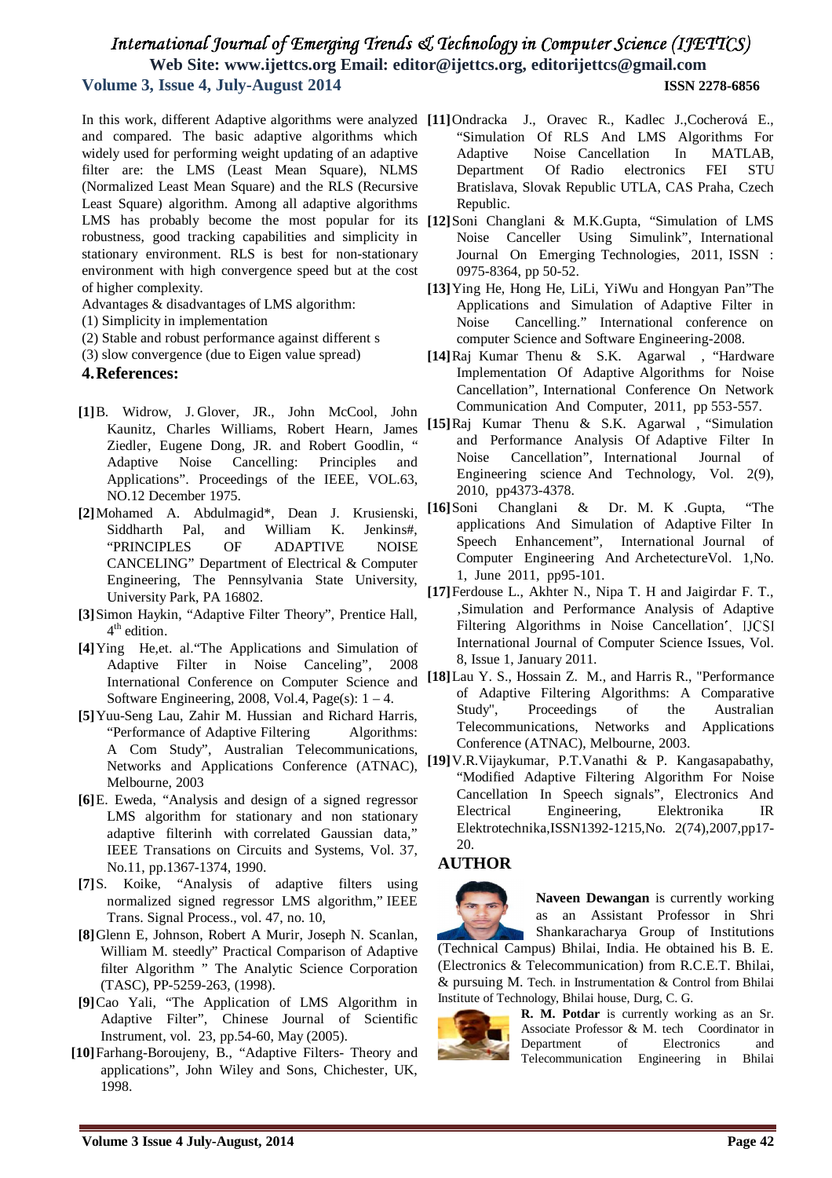In this work, different Adaptive algorithms were analyzed and compared. The basic adaptive algorithms which widely used for performing weight updating of an adaptive filter are: the LMS (Least Mean Square), NLMS (Normalized Least Mean Square) and the RLS (Recursive Least Square) algorithm. Among all adaptive algorithms LMS has probably become the most popular for its robustness, good tracking capabilities and simplicity in stationary environment. RLS is best for non-stationary environment with high convergence speed but at the cost of higher complexity.

Advantages & disadvantages of LMS algorithm:

(1) Simplicity in implementation

(2) Stable and robust performance against different s

(3) slow convergence (due to Eigen value spread)

## 4. References:

**[1]** B. Widrow, J. Glover, JR., John McCool, John Kaunitz, Charles Williams, Robert Hearn, James Ziedler, Eugene Dong, JR. and Robert Goodlin, " Adaptive Noise Cancelling: Principles and Applications". Proceedings of the IEEE, VOL.63, NO.12 December 1975.

**[2]** Mohamed A. Abdulmagid*, Dean J. Krusienski, Siddharth Pal, and William K. Jenkins#, "PRINCIPLES OF ADAPTIVE NOISE CANCELING" Department of Electrical & Computer Engineering, The Pennsylvania State University, University Park, PA 16802.

**[3]** Simon Haykin, "Adaptive Filter Theory", Prentice Hall, 4th edition.

**[4]** Ying He,et. al."The Applications and Simulation of Adaptive Filter in Noise Canceling", 2008 International Conference on Computer Science and Software Engineering, 2008, Vol.4, Page(s): 1 – 4.

**[5]** Yuu-Seng Lau, Zahir M. Hussian and Richard Harris, "Performance of Adaptive Filtering Algorithms: A Com Study", Australian Telecommunications, Networks and Applications Conference (ATNAC), Melbourne, 2003

**[6]** E. Eweda, "Analysis and design of a signed regressor LMS algorithm for stationary and non stationary adaptive filterinh with correlated Gaussian data," IEEE Transactions on Circuits and Systems, Vol. 37, No.11, pp.1367-1374, 1990.

**[7]** S. Koike, "Analysis of adaptive filters using normalized signed regressor LMS algorithm," IEEE Trans. Signal Process., vol. 47, no. 10,

**[8]** Glenn E, Johnson, Robert A Murir, Joseph N. Scanlan, William M. steedly" Practical Comparison of Adaptive filter Algorithm " The Analytic Science Corporation (TASC), PP-5259-263, (1998).

**[9]** Cao Yali, "The Application of LMS Algorithm in Adaptive Filter", Chinese Journal of Scientific Instrument, vol. 23, pp.54-60, May (2005).

**[10]** Farhang-Boroujeny, B., "Adaptive Filters- Theory and applications", John Wiley and Sons, Chichester, UK, 1998.

**[11]** Ondracka J., Oravec R., Kadlec J.,Cocherová E., "Simulation Of RLS And LMS Algorithms For Adaptive Noise Cancellation In MATLAB, Department Of Radio electronics FEI STU Bratislava, Slovak Republic UTLA, CAS Praha, Czech Republic.

**[12]** Soni Changlani & M.K.Gupta, "Simulation of LMS Noise Canceller Using Simulink", International Journal On Emerging Technologies, 2011, ISSN : 0975-8364, pp 50-52.

**[13]** Ying He, Hong He, LiLi, YiWu and Hongyan Pan"The Applications and Simulation of Adaptive Filter in Noise Cancelling." International conference on computer Science and Software Engineering-2008.

**[14]** Raj Kumar Thenu & S.K. Agarwal , "Hardware Implementation Of Adaptive Algorithms for Noise Cancellation", International Conference On Network Communication And Computer, 2011, pp 553-557.

**[15]** Raj Kumar Thenu & S.K. Agarwal , "Simulation and Performance Analysis Of Adaptive Filter In Noise Cancellation", International Journal of Engineering science And Technology, Vol. 2(9), 2010, pp4373-4378.

**[16]** Soni Changlani & Dr. M. K .Gupta, "The applications And Simulation of Adaptive Filter In Speech Enhancement", International Journal of Computer Engineering And ArchetectureVol. 1,No. 1, June 2011, pp95-101.

**[17]** Ferdouse L., Akhter N., Nipa T. H and Jaigirdar F. T., ,Simulation and Performance Analysis of Adaptive Filtering Algorithms in Noise Cancellation', IJCSI International Journal of Computer Science Issues, Vol. 8, Issue 1, January 2011.

**[18]** Lau Y. S., Hossain Z. M., and Harris R., "Performance of Adaptive Filtering Algorithms: A Comparative Study", Proceedings of the Australian Telecommunications, Networks and Applications Conference (ATNAC), Melbourne, 2003.

**[19]** V.R.Vijaykumar, P.T.Vanathi & P. Kangasapabathy, "Modified Adaptive Filtering Algorithm For Noise Cancellation In Speech signals", Electronics And Electrical Engineering, Elektronika IR Elektrotechnika,ISSN1392-1215,No. 2(74),2007,pp17-20.

## AUTHOR

**Naveen Dewangan** is currently working as an Assistant Professor in Shri Shankaracharya Group of Institutions (Technical Campus) Bhilai, India. He obtained his B. E. (Electronics & Telecommunication) from R.C.E.T. Bhilai, & pursuing M. Tech. in Instrumentation & Control from Bhilai Institute of Technology, Bhilai house, Durg, C. G.

**R. M. Potdar** is currently working as an Sr. Associate Professor & M. tech Coordinator in Department of Electronics and Telecommunication Engineering in Bhilai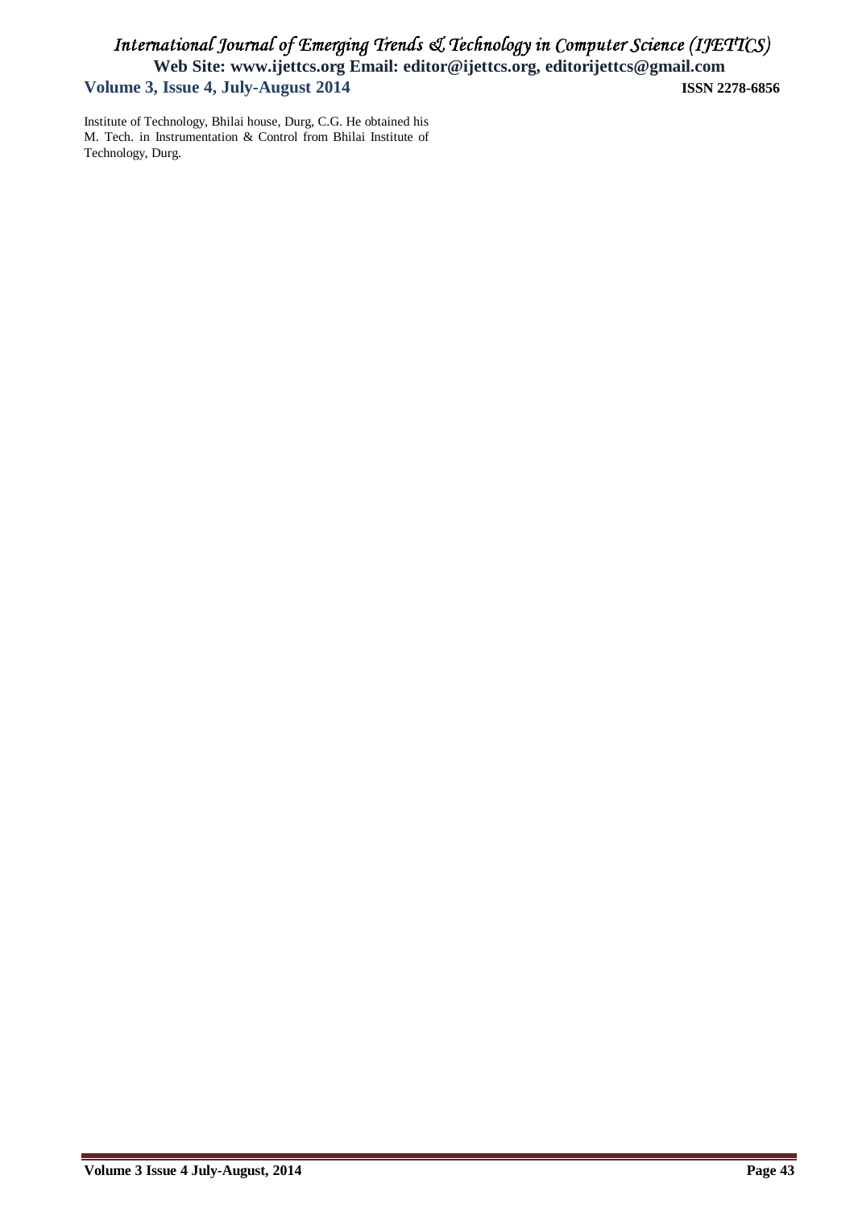Institute of Technology, Bhilai house, Durg, C.G. He obtained his M. Tech. in Instrumentation & Control from Bhilai Institute of Technology, Durg.